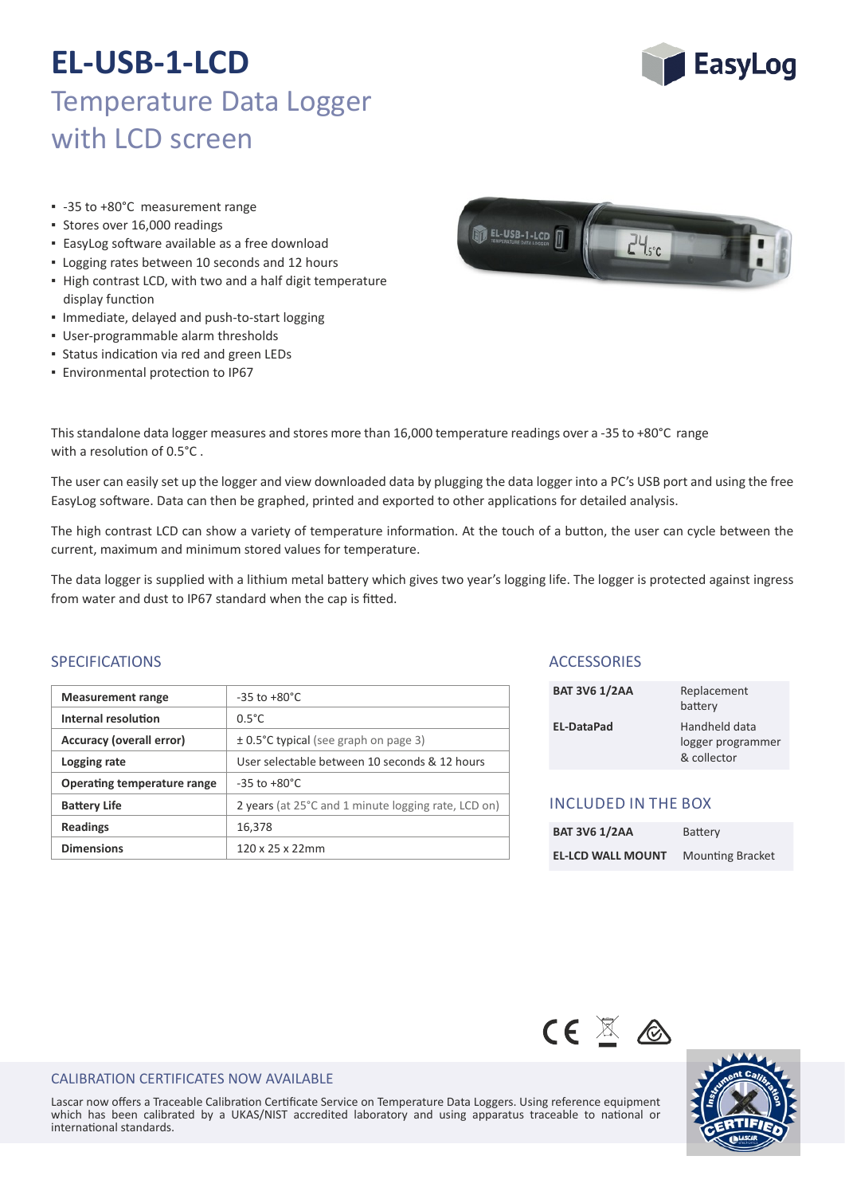# EL-USB-1-LCD

## Temperature Data Logger with LCD screen

- -35 to +80°C measurement range
- Stores over 16,000 readings
- EasyLog software available as a free download
- Logging rates between 10 seconds and 12 hours
- High contrast LCD, with two and a half digit temperature display function
- Immediate, delayed and push-to-start logging
- User-programmable alarm thresholds
- Status indication via red and green LEDs
- Environmental protection to IP67

This standalone data logger measures and stores more than 16,000 temperature readings over a -35 to +80°C range with a resolution of 0.5°C .

The user can easily set up the logger and view downloaded data by plugging the data logger into a PC's USB port and using the free EasyLog software. Data can then be graphed, printed and exported to other applications for detailed analysis.

The high contrast LCD can show a variety of temperature information. At the touch of a button, the user can cycle between the current, maximum and minimum stored values for temperature.

The data logger is supplied with a lithium metal battery which gives two year's logging life. The logger is protected against ingress from water and dust to IP67 standard when the cap is fitted.

## SPECIFICATIONS

| | |
|---|---|
| **Measurement range** | -35 to +80°C |
| **Internal resolution** | 0.5°C |
| **Accuracy (overall error)** | ± 0.5°C typical (see graph on page 3) |
| **Logging rate** | User selectable between 10 seconds & 12 hours |
| **Operating temperature range** | -35 to +80°C |
| **Battery Life** | 2 years (at 25°C and 1 minute logging rate, LCD on) |
| **Readings** | 16,378 |
| **Dimensions** | 120 x 25 x 22mm |

## ACCESSORIES

| | |
|---|---|
| **BAT 3V6 1/2AA** | Replacement battery |
| **EL-DataPad** | Handheld data logger programmer & collector |

## INCLUDED IN THE BOX

| | |
|---|---|
| **BAT 3V6 1/2AA** | Battery |
| **EL-LCD WALL MOUNT** | Mounting Bracket |

## CALIBRATION CERTIFICATES NOW AVAILABLE

Lascar now offers a Traceable Calibration Certificate Service on Temperature Data Loggers. Using reference equipment which has been calibrated by a UKAS/NIST accredited laboratory and using apparatus traceable to national or international standards.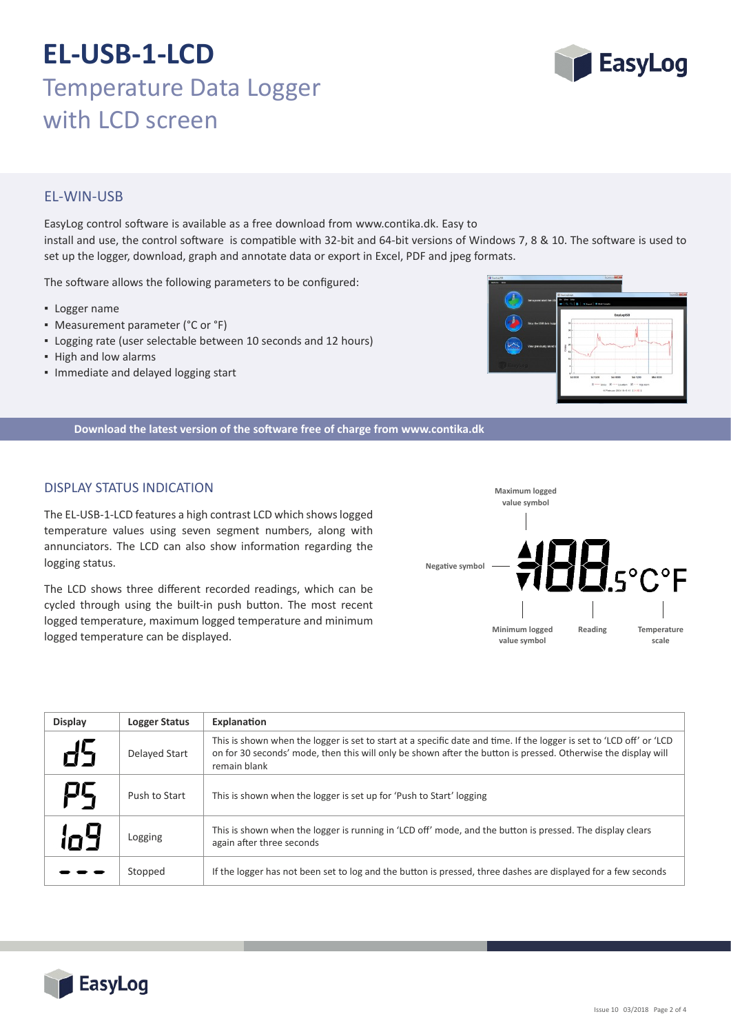# EL-USB-1-LCD

## Temperature Data Logger with LCD screen

### EL-WIN-USB

EasyLog control software is available as a free download from www.contika.dk. Easy to install and use, the control software is compatible with 32-bit and 64-bit versions of Windows 7, 8 & 10. The software is used to set up the logger, download, graph and annotate data or export in Excel, PDF and jpeg formats.

The software allows the following parameters to be configured:

- Logger name
- Measurement parameter (°C or °F)
- Logging rate (user selectable between 10 seconds and 12 hours)
- High and low alarms
- Immediate and delayed logging start

**Download the latest version of the software free of charge from www.contika.dk**

### DISPLAY STATUS INDICATION

The EL-USB-1-LCD features a high contrast LCD which shows logged temperature values using seven segment numbers, along with annunciators. The LCD can also show information regarding the logging status.

The LCD shows three different recorded readings, which can be cycled through using the built-in push button. The most recent logged temperature, maximum logged temperature and minimum logged temperature can be displayed.

Maximum logged value symbol

Negative symbol

Minimum logged value symbol

Reading

Temperature scale

| Display | Logger Status | Explanation |
| --- | --- | --- |
| dS | Delayed Start | This is shown when the logger is set to start at a specific date and time. If the logger is set to 'LCD off' or 'LCD on for 30 seconds' mode, then this will only be shown after the button is pressed. Otherwise the display will remain blank |
| PS | Push to Start | This is shown when the logger is set up for 'Push to Start' logging |
| loG | Logging | This is shown when the logger is running in 'LCD off' mode, and the button is pressed. The display clears again after three seconds |
| - - - | Stopped | If the logger has not been set to log and the button is pressed, three dashes are displayed for a few seconds |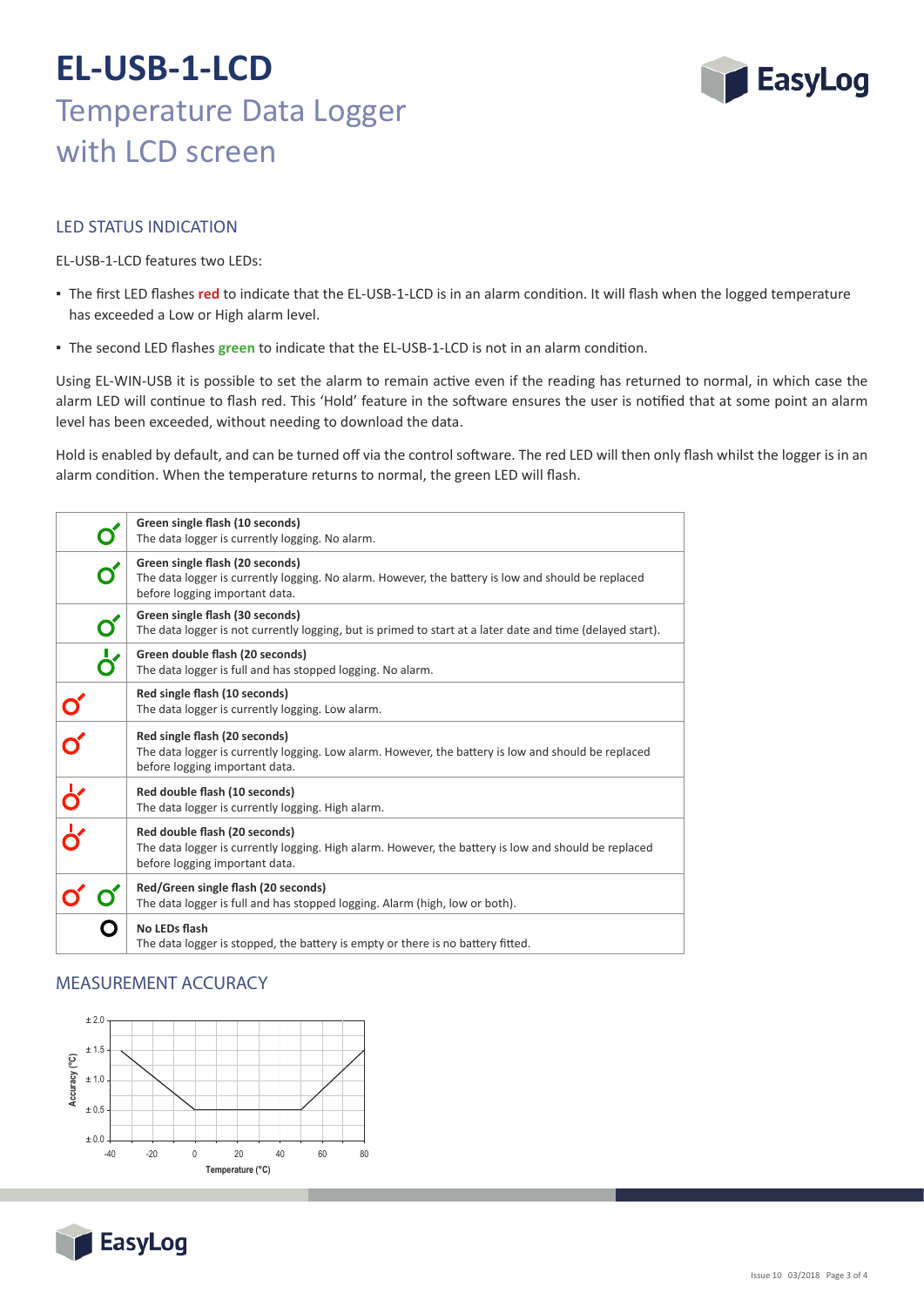# EL-USB-1-LCD

## Temperature Data Logger with LCD screen

### LED STATUS INDICATION

EL-USB-1-LCD features two LEDs:

- The first LED flashes **red** to indicate that the EL-USB-1-LCD is in an alarm condition. It will flash when the logged temperature has exceeded a Low or High alarm level.
- The second LED flashes **green** to indicate that the EL-USB-1-LCD is not in an alarm condition.

Using EL-WIN-USB it is possible to set the alarm to remain active even if the reading has returned to normal, in which case the alarm LED will continue to flash red. This 'Hold' feature in the software ensures the user is notified that at some point an alarm level has been exceeded, without needing to download the data.

Hold is enabled by default, and can be turned off via the control software. The red LED will then only flash whilst the logger is in an alarm condition. When the temperature returns to normal, the green LED will flash.

| LED | Status |
|---|---|
| Green | **Green single flash (10 seconds)**<br>The data logger is currently logging. No alarm. |
| Green | **Green single flash (20 seconds)**<br>The data logger is currently logging. No alarm. However, the battery is low and should be replaced before logging important data. |
| Green | **Green single flash (30 seconds)**<br>The data logger is not currently logging, but is primed to start at a later date and time (delayed start). |
| Green | **Green double flash (20 seconds)**<br>The data logger is full and has stopped logging. No alarm. |
| Red | **Red single flash (10 seconds)**<br>The data logger is currently logging. Low alarm. |
| Red | **Red single flash (20 seconds)**<br>The data logger is currently logging. Low alarm. However, the battery is low and should be replaced before logging important data. |
| Red | **Red double flash (10 seconds)**<br>The data logger is currently logging. High alarm. |
| Red | **Red double flash (20 seconds)**<br>The data logger is currently logging. High alarm. However, the battery is low and should be replaced before logging important data. |
| Red / Green | **Red/Green single flash (20 seconds)**<br>The data logger is full and has stopped logging. Alarm (high, low or both). |
| None | **No LEDs flash**<br>The data logger is stopped, the battery is empty or there is no battery fitted. |

### MEASUREMENT ACCURACY

Accuracy (°C) vs Temperature (°C): ±1.5 at -35 °C, decreasing linearly to ±0.5 at 0 °C, constant ±0.5 from 0 °C to 50 °C, increasing linearly to ±1.5 at 80 °C.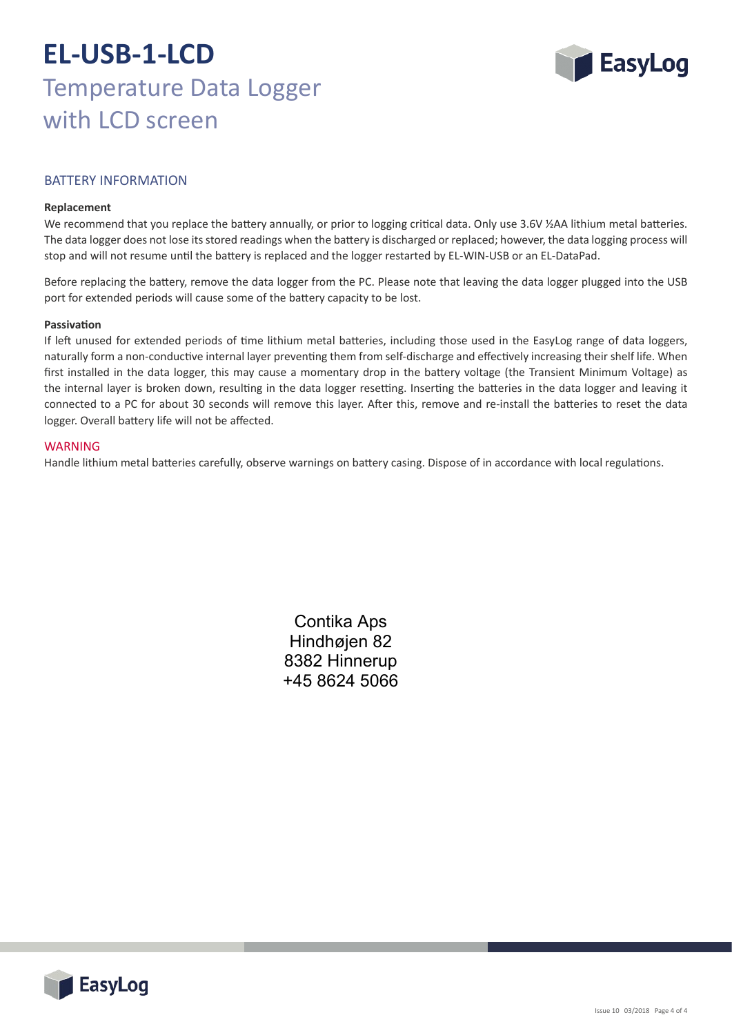# EL-USB-1-LCD

## Temperature Data Logger with LCD screen

### BATTERY INFORMATION

**Replacement**

We recommend that you replace the battery annually, or prior to logging critical data. Only use 3.6V ½AA lithium metal batteries. The data logger does not lose its stored readings when the battery is discharged or replaced; however, the data logging process will stop and will not resume until the battery is replaced and the logger restarted by EL-WIN-USB or an EL-DataPad.

Before replacing the battery, remove the data logger from the PC. Please note that leaving the data logger plugged into the USB port for extended periods will cause some of the battery capacity to be lost.

**Passivation**

If left unused for extended periods of time lithium metal batteries, including those used in the EasyLog range of data loggers, naturally form a non-conductive internal layer preventing them from self-discharge and effectively increasing their shelf life. When first installed in the data logger, this may cause a momentary drop in the battery voltage (the Transient Minimum Voltage) as the internal layer is broken down, resulting in the data logger resetting. Inserting the batteries in the data logger and leaving it connected to a PC for about 30 seconds will remove this layer. After this, remove and re-install the batteries to reset the data logger. Overall battery life will not be affected.

### WARNING

Handle lithium metal batteries carefully, observe warnings on battery casing. Dispose of in accordance with local regulations.

Contika Aps
Hindhøjen 82
8382 Hinnerup
+45 8624 5066

Issue 10 03/2018